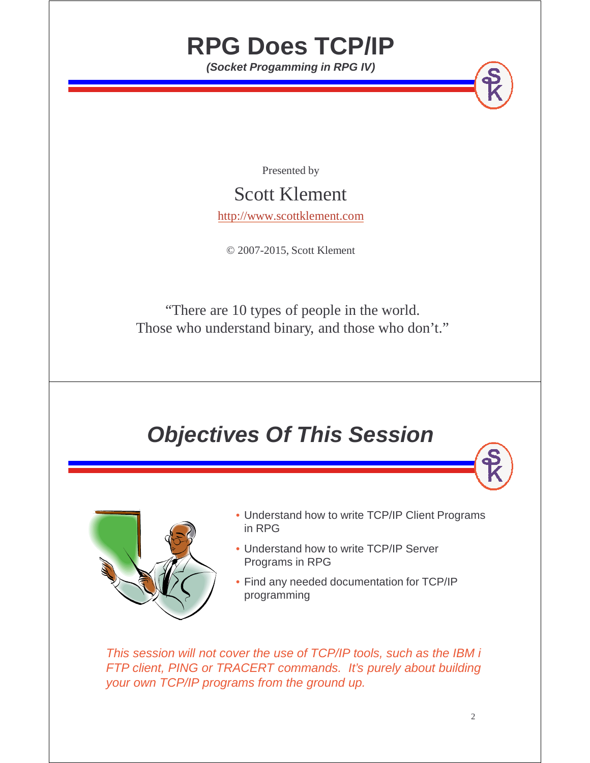# RPG Does TCP/IP

***(Socket Progamming in RPG IV)***

Presented by

Scott Klement

http://www.scottklement.com

© 2007-2015, Scott Klement

"There are 10 types of people in the world.
Those who understand binary, and those who don't."

## *Objectives Of This Session*

- Understand how to write TCP/IP Client Programs in RPG
- Understand how to write TCP/IP Server Programs in RPG
- Find any needed documentation for TCP/IP programming

*This session will not cover the use of TCP/IP tools, such as the IBM i FTP client, PING or TRACERT commands. It's purely about building your own TCP/IP programs from the ground up.*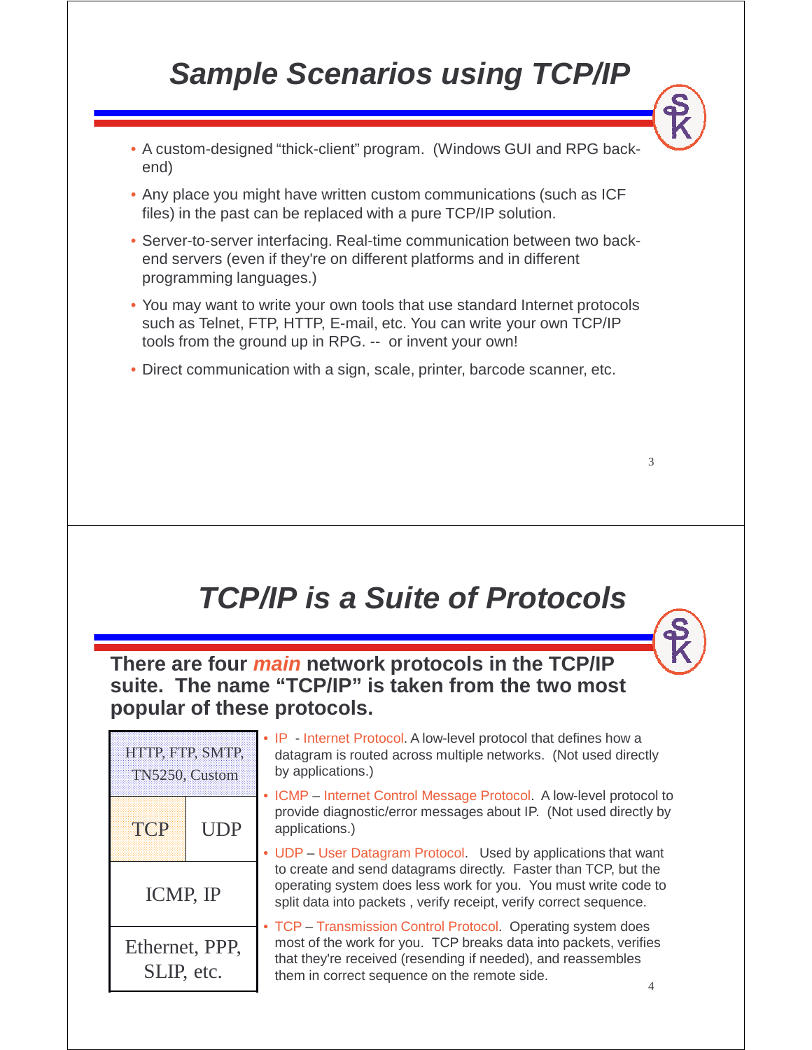# Sample Scenarios using TCP/IP

- A custom-designed "thick-client" program. (Windows GUI and RPG back-end)
- Any place you might have written custom communications (such as ICF files) in the past can be replaced with a pure TCP/IP solution.
- Server-to-server interfacing. Real-time communication between two back-end servers (even if they're on different platforms and in different programming languages.)
- You may want to write your own tools that use standard Internet protocols such as Telnet, FTP, HTTP, E-mail, etc. You can write your own TCP/IP tools from the ground up in RPG. -- or invent your own!
- Direct communication with a sign, scale, printer, barcode scanner, etc.

# TCP/IP is a Suite of Protocols

**There are four *main* network protocols in the TCP/IP suite. The name "TCP/IP" is taken from the two most popular of these protocols.**

| | |
|---|---|
| HTTP, FTP, SMTP, TN5250, Custom | |
| TCP | UDP |
| ICMP, IP | |
| Ethernet, PPP, SLIP, etc. | |

- IP - Internet Protocol. A low-level protocol that defines how a datagram is routed across multiple networks. (Not used directly by applications.)
- ICMP – Internet Control Message Protocol. A low-level protocol to provide diagnostic/error messages about IP. (Not used directly by applications.)
- UDP – User Datagram Protocol. Used by applications that want to create and send datagrams directly. Faster than TCP, but the operating system does less work for you. You must write code to split data into packets , verify receipt, verify correct sequence.
- TCP – Transmission Control Protocol. Operating system does most of the work for you. TCP breaks data into packets, verifies that they're received (resending if needed), and reassembles them in correct sequence on the remote side.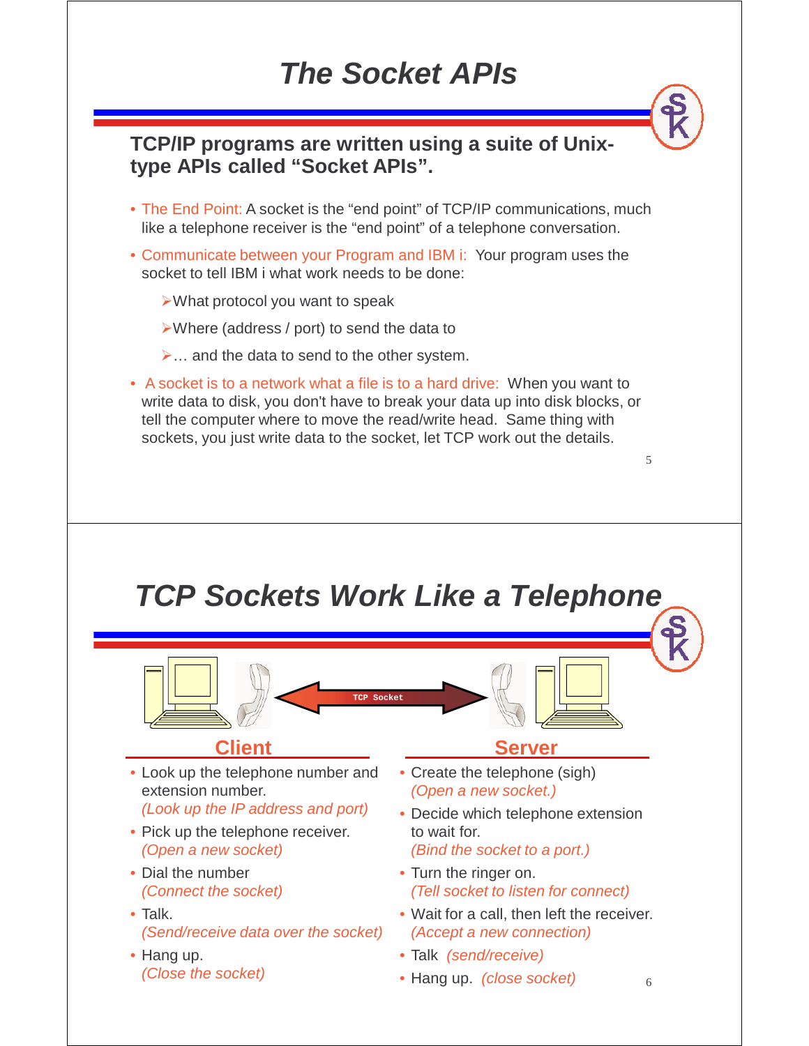# The Socket APIs

**TCP/IP programs are written using a suite of Unix-type APIs called "Socket APIs".**

- The End Point: A socket is the "end point" of TCP/IP communications, much like a telephone receiver is the "end point" of a telephone conversation.
- Communicate between your Program and IBM i: Your program uses the socket to tell IBM i what work needs to be done:
  - What protocol you want to speak
  - Where (address / port) to send the data to
  - … and the data to send to the other system.
- A socket is to a network what a file is to a hard drive: When you want to write data to disk, you don't have to break your data up into disk blocks, or tell the computer where to move the read/write head. Same thing with sockets, you just write data to the socket, let TCP work out the details.

# TCP Sockets Work Like a Telephone

TCP Socket

## Client

- Look up the telephone number and extension number.
  *(Look up the IP address and port)*
- Pick up the telephone receiver.
  *(Open a new socket)*
- Dial the number
  *(Connect the socket)*
- Talk.
  *(Send/receive data over the socket)*
- Hang up.
  *(Close the socket)*

## Server

- Create the telephone (sigh)
  *(Open a new socket.)*
- Decide which telephone extension to wait for.
  *(Bind the socket to a port.)*
- Turn the ringer on.
  *(Tell socket to listen for connect)*
- Wait for a call, then left the receiver.
  *(Accept a new connection)*
- Talk *(send/receive)*
- Hang up. *(close socket)*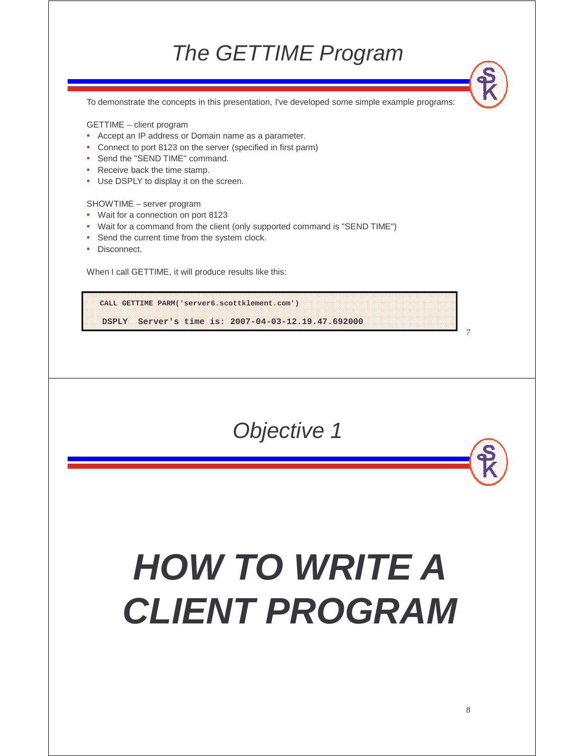# The GETTIME Program

To demonstrate the concepts in this presentation, I've developed some simple example programs:

GETTIME – client program

- Accept an IP address or Domain name as a parameter.
- Connect to port 8123 on the server (specified in first parm)
- Send the "SEND TIME" command.
- Receive back the time stamp.
- Use DSPLY to display it on the screen.

SHOWTIME – server program

- Wait for a connection on port 8123
- Wait for a command from the client (only supported command is "SEND TIME")
- Send the current time from the system clock.
- Disconnect.

When I call GETTIME, it will produce results like this:

```
CALL GETTIME PARM('server6.scottklement.com')

 DSPLY  Server's time is: 2007-04-03-12.19.47.692000
```

# Objective 1

# HOW TO WRITE A CLIENT PROGRAM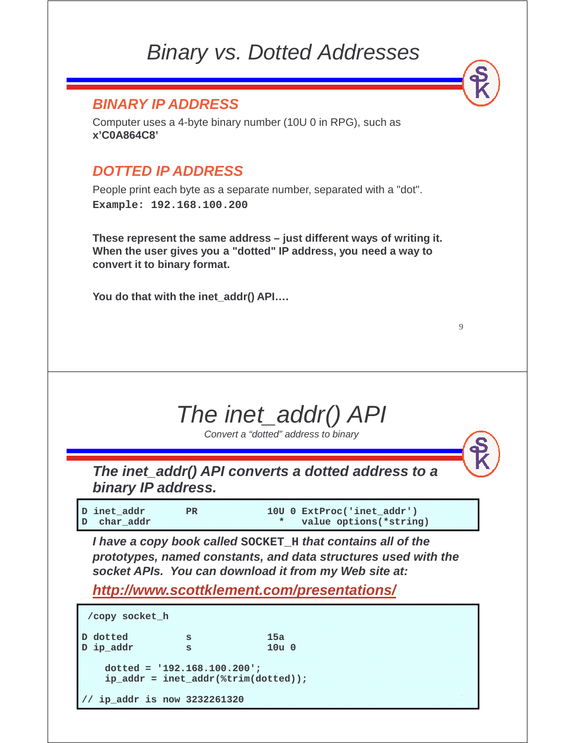# Binary vs. Dotted Addresses

### *BINARY IP ADDRESS*

Computer uses a 4-byte binary number (10U 0 in RPG), such as **x'C0A864C8'**

### *DOTTED IP ADDRESS*

People print each byte as a separate number, separated with a "dot".
**`Example: 192.168.100.200`**

**These represent the same address – just different ways of writing it. When the user gives you a "dotted" IP address, you need a way to convert it to binary format.**

**You do that with the inet_addr() API….**

# The inet_addr() API

*Convert a "dotted" address to binary*

***The inet_addr() API converts a dotted address to a binary IP address.***

```
D inet_addr       PR            10U 0 ExtProc('inet_addr')
D  char_addr                      *   value options(*string)
```

***I have a copy book called `SOCKET_H` that contains all of the prototypes, named constants, and data structures used with the socket APIs. You can download it from my Web site at:***

***http://www.scottklement.com/presentations/***

```
 /copy socket_h

D dotted          s             15a
D ip_addr         s             10u 0

    dotted = '192.168.100.200';
    ip_addr = inet_addr(%trim(dotted));

// ip_addr is now 3232261320
```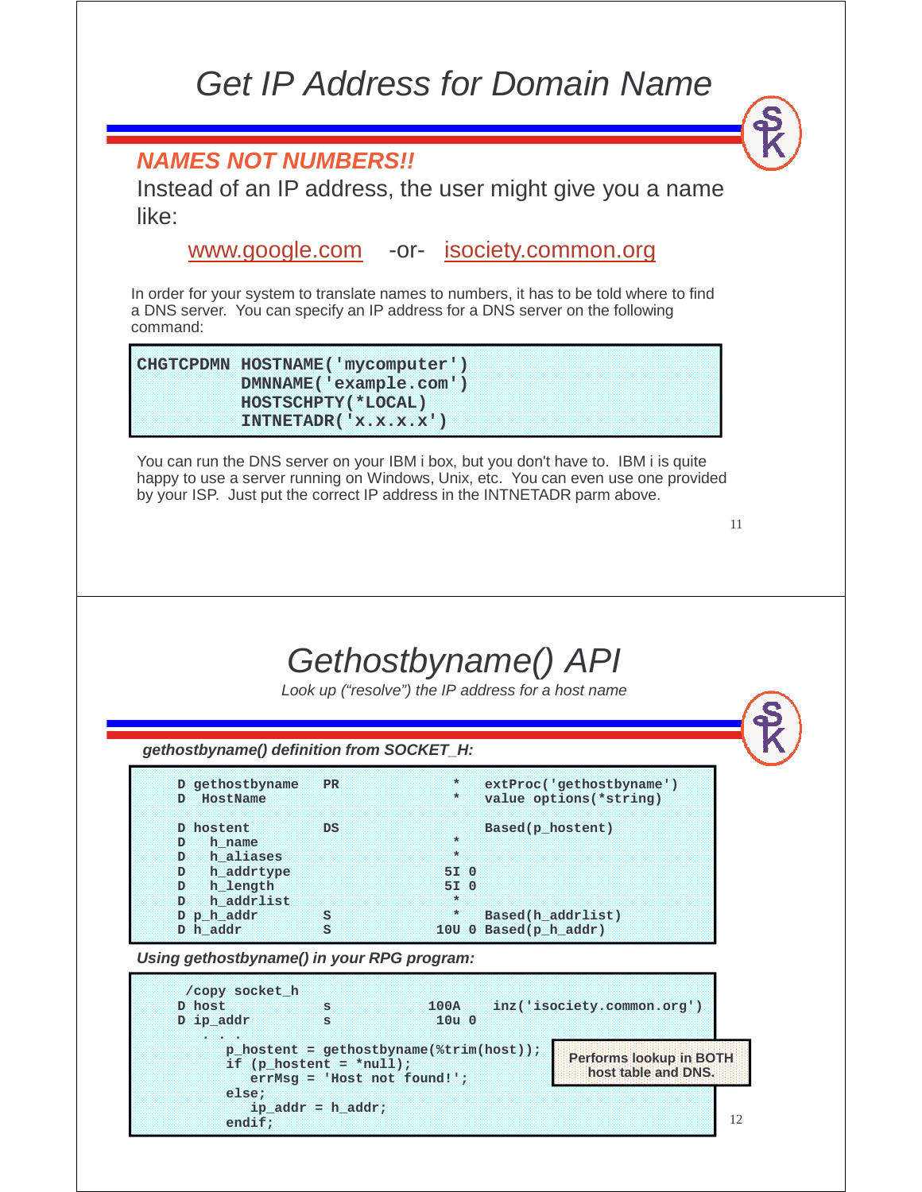# Get IP Address for Domain Name

***NAMES NOT NUMBERS!!***

Instead of an IP address, the user might give you a name like:

www.google.com -or- isociety.common.org

In order for your system to translate names to numbers, it has to be told where to find a DNS server. You can specify an IP address for a DNS server on the following command:

```
CHGTCPDMN HOSTNAME('mycomputer')
          DMNNAME('example.com')
          HOSTSCHPTY(*LOCAL)
          INTNETADR('x.x.x.x')
```

You can run the DNS server on your IBM i box, but you don't have to. IBM i is quite happy to use a server running on Windows, Unix, etc. You can even use one provided by your ISP. Just put the correct IP address in the INTNETADR parm above.

# Gethostbyname() API

*Look up ("resolve") the IP address for a host name*

***gethostbyname() definition from SOCKET_H:***

```
D gethostbyname   PR              *   extProc('gethostbyname')
D  HostName                       *   value options(*string)

D hostent         DS                  Based(p_hostent)
D   h_name                        *
D   h_aliases                     *
D   h_addrtype                  5I 0
D   h_length                    5I 0
D   h_addrlist                    *
D p_h_addr        S               *   Based(h_addrlist)
D h_addr          S            10U 0 Based(p_h_addr)
```

***Using gethostbyname() in your RPG program:***

```
 /copy socket_h
D host            s            100A   inz('isociety.common.org')
D ip_addr         s             10u 0
   . . .
     p_hostent = gethostbyname(%trim(host));
     if (p_hostent = *null);
        errMsg = 'Host not found!';
     else;
        ip_addr = h_addr;
     endif;
```

**Performs lookup in BOTH host table and DNS.**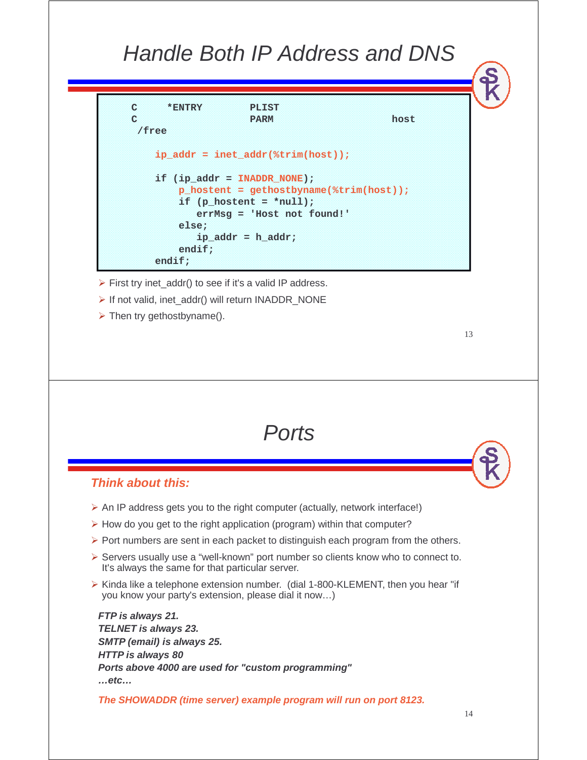# Handle Both IP Address and DNS

```
C     *ENTRY         PLIST
C                    PARM                    host
 /free

    ip_addr = inet_addr(%trim(host));

    if (ip_addr = INADDR_NONE);
        p_hostent = gethostbyname(%trim(host));
        if (p_hostent = *null);
           errMsg = 'Host not found!'
        else;
           ip_addr = h_addr;
        endif;
    endif;
```

- First try inet_addr() to see if it's a valid IP address.
- If not valid, inet_addr() will return INADDR_NONE
- Then try gethostbyname().

# Ports

***Think about this:***

- An IP address gets you to the right computer (actually, network interface!)
- How do you get to the right application (program) within that computer?
- Port numbers are sent in each packet to distinguish each program from the others.
- Servers usually use a "well-known" port number so clients know who to connect to. It's always the same for that particular server.
- Kinda like a telephone extension number. (dial 1-800-KLEMENT, then you hear "if you know your party's extension, please dial it now…)

***FTP is always 21.***
***TELNET is always 23.***
***SMTP (email) is always 25.***
***HTTP is always 80***
***Ports above 4000 are used for "custom programming"***
***…etc…***

***The SHOWADDR (time server) example program will run on port 8123.***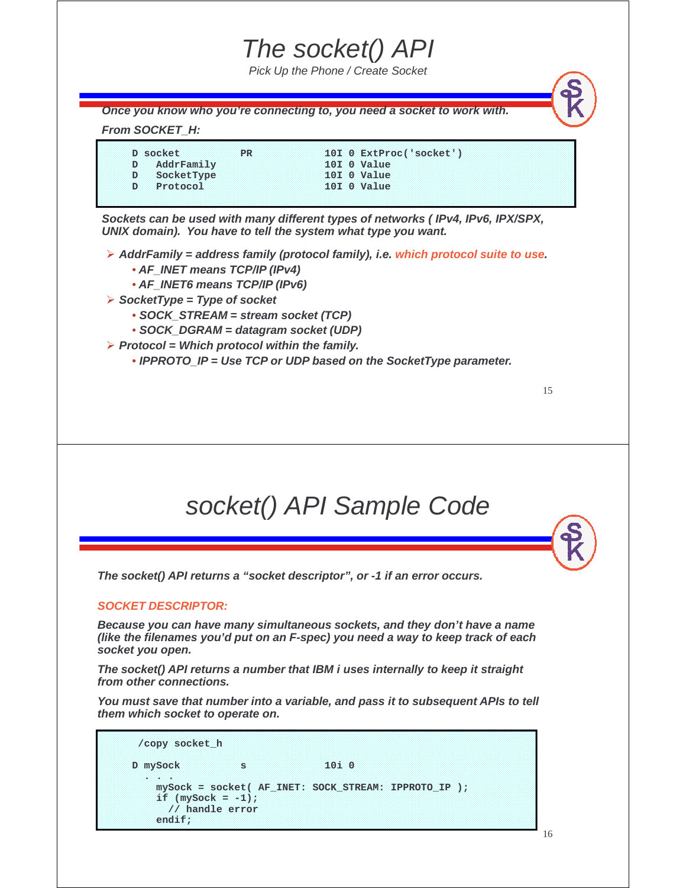# The socket() API

*Pick Up the Phone / Create Socket*

***Once you know who you're connecting to, you need a socket to work with.***

***From SOCKET_H:***

```
D socket          PR                10I 0 ExtProc('socket')
D   AddrFamily                      10I 0 Value
D   SocketType                      10I 0 Value
D   Protocol                        10I 0 Value
```

***Sockets can be used with many different types of networks ( IPv4, IPv6, IPX/SPX, UNIX domain). You have to tell the system what type you want.***

- ***AddrFamily = address family (protocol family), i.e. which protocol suite to use.***
  - ***AF_INET means TCP/IP (IPv4)***
  - ***AF_INET6 means TCP/IP (IPv6)***
- ***SocketType = Type of socket***
  - ***SOCK_STREAM = stream socket (TCP)***
  - ***SOCK_DGRAM = datagram socket (UDP)***
- ***Protocol = Which protocol within the family.***
  - ***IPPROTO_IP = Use TCP or UDP based on the SocketType parameter.***

# socket() API Sample Code

***The socket() API returns a "socket descriptor", or -1 if an error occurs.***

***SOCKET DESCRIPTOR:***

***Because you can have many simultaneous sockets, and they don't have a name (like the filenames you'd put on an F-spec) you need a way to keep track of each socket you open.***

***The socket() API returns a number that IBM i uses internally to keep it straight from other connections.***

***You must save that number into a variable, and pass it to subsequent APIs to tell them which socket to operate on.***

```
 /copy socket_h

D mySock          s             10i 0
  . . .
    mySock = socket( AF_INET: SOCK_STREAM: IPPROTO_IP );
    if (mySock = -1);
      // handle error
    endif;
```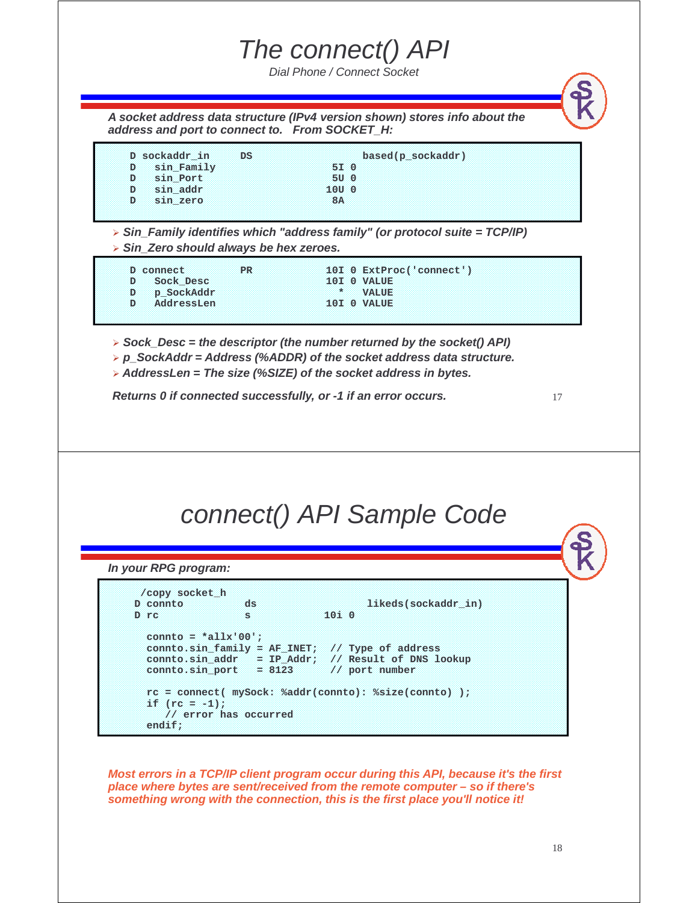# The connect() API

*Dial Phone / Connect Socket*

***A socket address data structure (IPv4 version shown) stores info about the address and port to connect to. From SOCKET_H:***

```
D sockaddr_in     DS                  based(p_sockaddr)
D   sin_Family                 5I 0
D   sin_Port                   5U 0
D   sin_addr                  10U 0
D   sin_zero                   8A
```

- ***Sin_Family identifies which "address family" (or protocol suite = TCP/IP)***
- ***Sin_Zero should always be hex zeroes.***

```
D connect         PR          10I 0 ExtProc('connect')
D   Sock_Desc                 10I 0 VALUE
D   p_SockAddr                  *   VALUE
D   AddressLen                10I 0 VALUE
```

- ***Sock_Desc = the descriptor (the number returned by the socket() API)***
- ***p_SockAddr = Address (%ADDR) of the socket address data structure.***
- ***AddressLen = The size (%SIZE) of the socket address in bytes.***

***Returns 0 if connected successfully, or -1 if an error occurs.***

# connect() API Sample Code

***In your RPG program:***

```
 /copy socket_h
D connto          ds                  likeds(sockaddr_in)
D rc              s             10i 0

  connto = *allx'00';
  connto.sin_family = AF_INET;  // Type of address
  connto.sin_addr   = IP_Addr;  // Result of DNS lookup
  connto.sin_port   = 8123      // port number

  rc = connect( mySock: %addr(connto): %size(connto) );
  if (rc = -1);
     // error has occurred
  endif;
```

***Most errors in a TCP/IP client program occur during this API, because it's the first place where bytes are sent/received from the remote computer – so if there's something wrong with the connection, this is the first place you'll notice it!***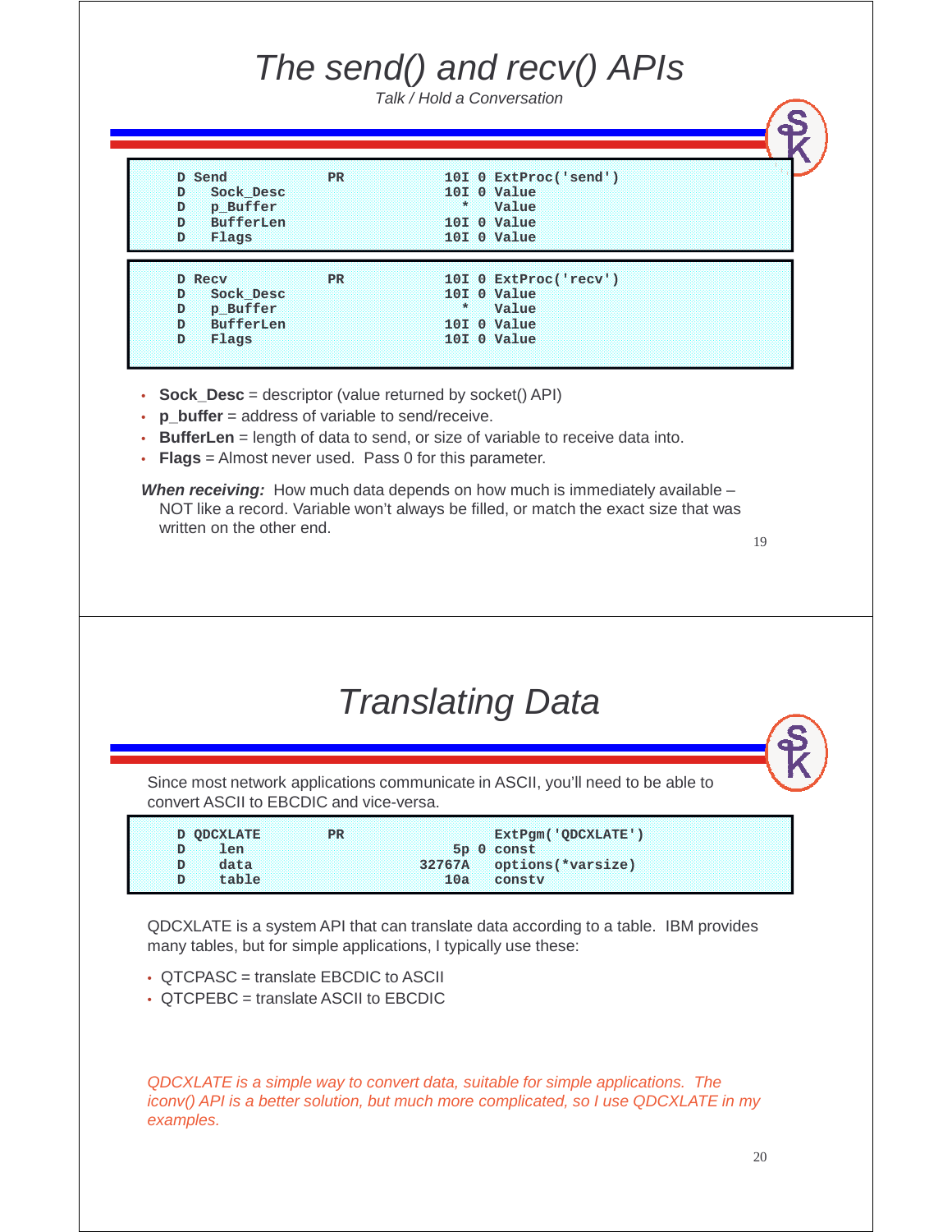# The send() and recv() APIs

*Talk / Hold a Conversation*

```
     D Send            PR                 10I 0 ExtProc('send')
     D   Sock_Desc                        10I 0 Value
     D   p_Buffer                           *   Value
     D   BufferLen                        10I 0 Value
     D   Flags                            10I 0 Value
```

```
     D Recv            PR                 10I 0 ExtProc('recv')
     D   Sock_Desc                        10I 0 Value
     D   p_Buffer                           *   Value
     D   BufferLen                        10I 0 Value
     D   Flags                            10I 0 Value
```

- **Sock_Desc** = descriptor (value returned by socket() API)
- **p_buffer** = address of variable to send/receive.
- **BufferLen** = length of data to send, or size of variable to receive data into.
- **Flags** = Almost never used. Pass 0 for this parameter.

***When receiving:*** How much data depends on how much is immediately available – NOT like a record. Variable won't always be filled, or match the exact size that was written on the other end.

# Translating Data

Since most network applications communicate in ASCII, you'll need to be able to convert ASCII to EBCDIC and vice-versa.

```
     D QDCXLATE        PR                       ExtPgm('QDCXLATE')
     D    len                          5p 0 const
     D    data                     32767A   options(*varsize)
     D    table                       10a   constv
```

QDCXLATE is a system API that can translate data according to a table. IBM provides many tables, but for simple applications, I typically use these:

- QTCPASC = translate EBCDIC to ASCII
- QTCPEBC = translate ASCII to EBCDIC

*QDCXLATE is a simple way to convert data, suitable for simple applications. The iconv() API is a better solution, but much more complicated, so I use QDCXLATE in my examples.*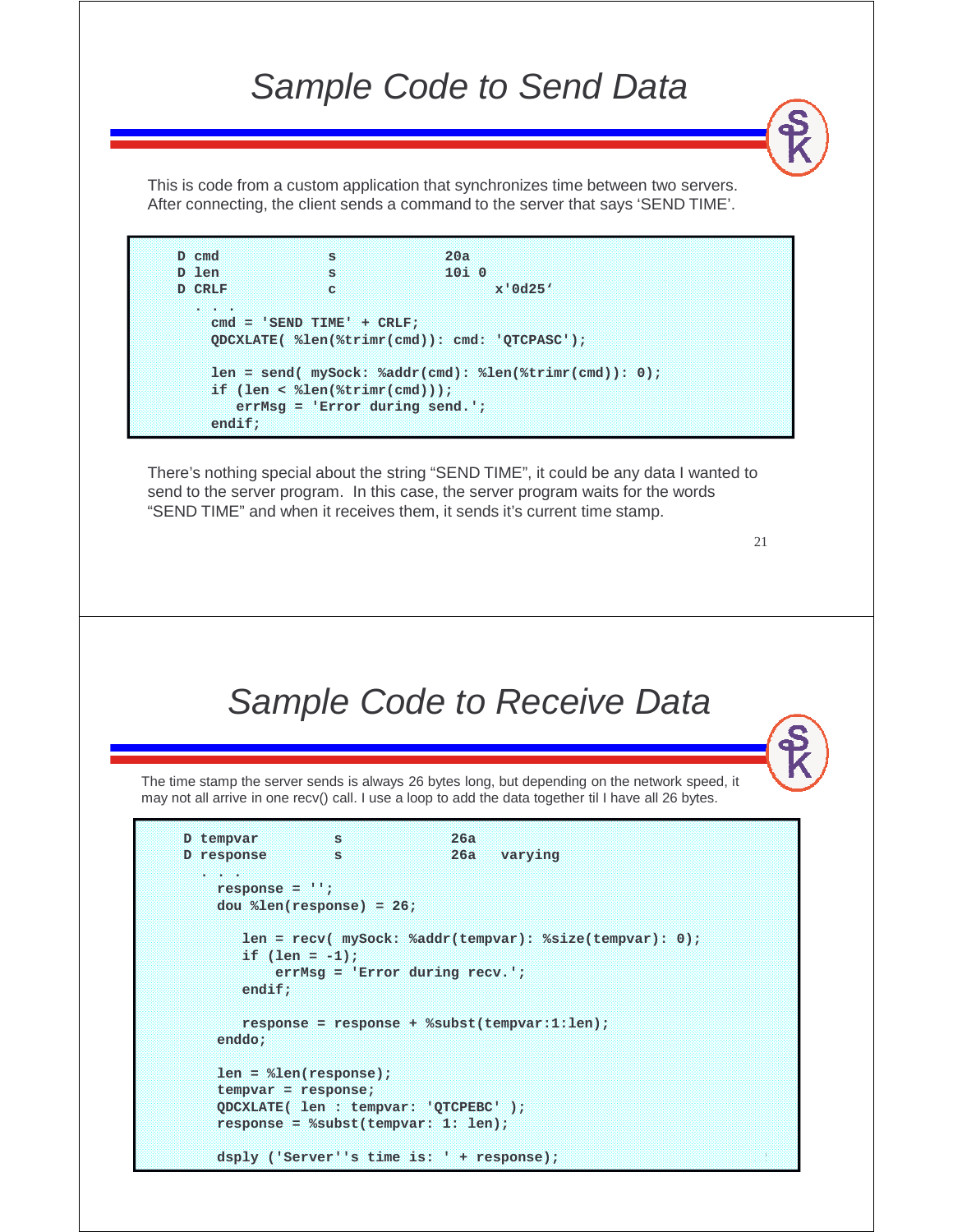# Sample Code to Send Data

This is code from a custom application that synchronizes time between two servers. After connecting, the client sends a command to the server that says 'SEND TIME'.

```
D cmd             s             20a
D len             s             10i 0
D CRLF            c                   x'0d25'
  . . .
    cmd = 'SEND TIME' + CRLF;
    QDCXLATE( %len(%trimr(cmd)): cmd: 'QTCPASC');

    len = send( mySock: %addr(cmd): %len(%trimr(cmd)): 0);
    if (len < %len(%trimr(cmd)));
       errMsg = 'Error during send.';
    endif;
```

There's nothing special about the string "SEND TIME", it could be any data I wanted to send to the server program. In this case, the server program waits for the words "SEND TIME" and when it receives them, it sends it's current time stamp.

# Sample Code to Receive Data

The time stamp the server sends is always 26 bytes long, but depending on the network speed, it may not all arrive in one recv() call. I use a loop to add the data together til I have all 26 bytes.

```
D tempvar         s             26a
D response        s             26a   varying
  . . .
    response = '';
    dou %len(response) = 26;

       len = recv( mySock: %addr(tempvar): %size(tempvar): 0);
       if (len = -1);
           errMsg = 'Error during recv.';
       endif;

       response = response + %subst(tempvar:1:len);
    enddo;

    len = %len(response);
    tempvar = response;
    QDCXLATE( len : tempvar: 'QTCPEBC' );
    response = %subst(tempvar: 1: len);

    dsply ('Server''s time is: ' + response);
```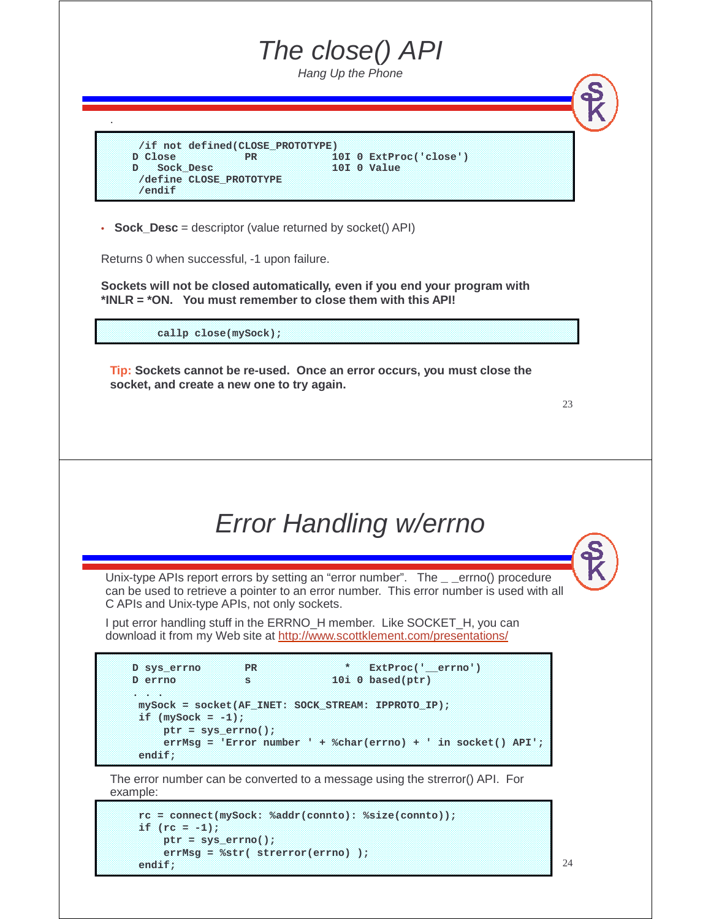# The close() API

*Hang Up the Phone*

.

```
 /if not defined(CLOSE_PROTOTYPE)
D Close           PR             10I 0 ExtProc('close')
D   Sock_Desc                    10I 0 Value
 /define CLOSE_PROTOTYPE
 /endif
```

- **Sock_Desc** = descriptor (value returned by socket() API)

Returns 0 when successful, -1 upon failure.

**Sockets will not be closed automatically, even if you end your program with *INLR = *ON. You must remember to close them with this API!**

```
     callp close(mySock);
```

**Tip: Sockets cannot be re-used. Once an error occurs, you must close the socket, and create a new one to try again.**

# Error Handling w/errno

Unix-type APIs report errors by setting an "error number". The _ _errno() procedure can be used to retrieve a pointer to an error number. This error number is used with all C APIs and Unix-type APIs, not only sockets.

I put error handling stuff in the ERRNO_H member. Like SOCKET_H, you can download it from my Web site at http://www.scottklement.com/presentations/

```
D sys_errno       PR              *   ExtProc('__errno')
D errno           s              10i 0 based(ptr)
. . .
 mySock = socket(AF_INET: SOCK_STREAM: IPPROTO_IP);
 if (mySock = -1);
     ptr = sys_errno();
     errMsg = 'Error number ' + %char(errno) + ' in socket() API';
 endif;
```

The error number can be converted to a message using the strerror() API. For example:

```
 rc = connect(mySock: %addr(connto): %size(connto));
 if (rc = -1);
     ptr = sys_errno();
     errMsg = %str( strerror(errno) );
 endif;
```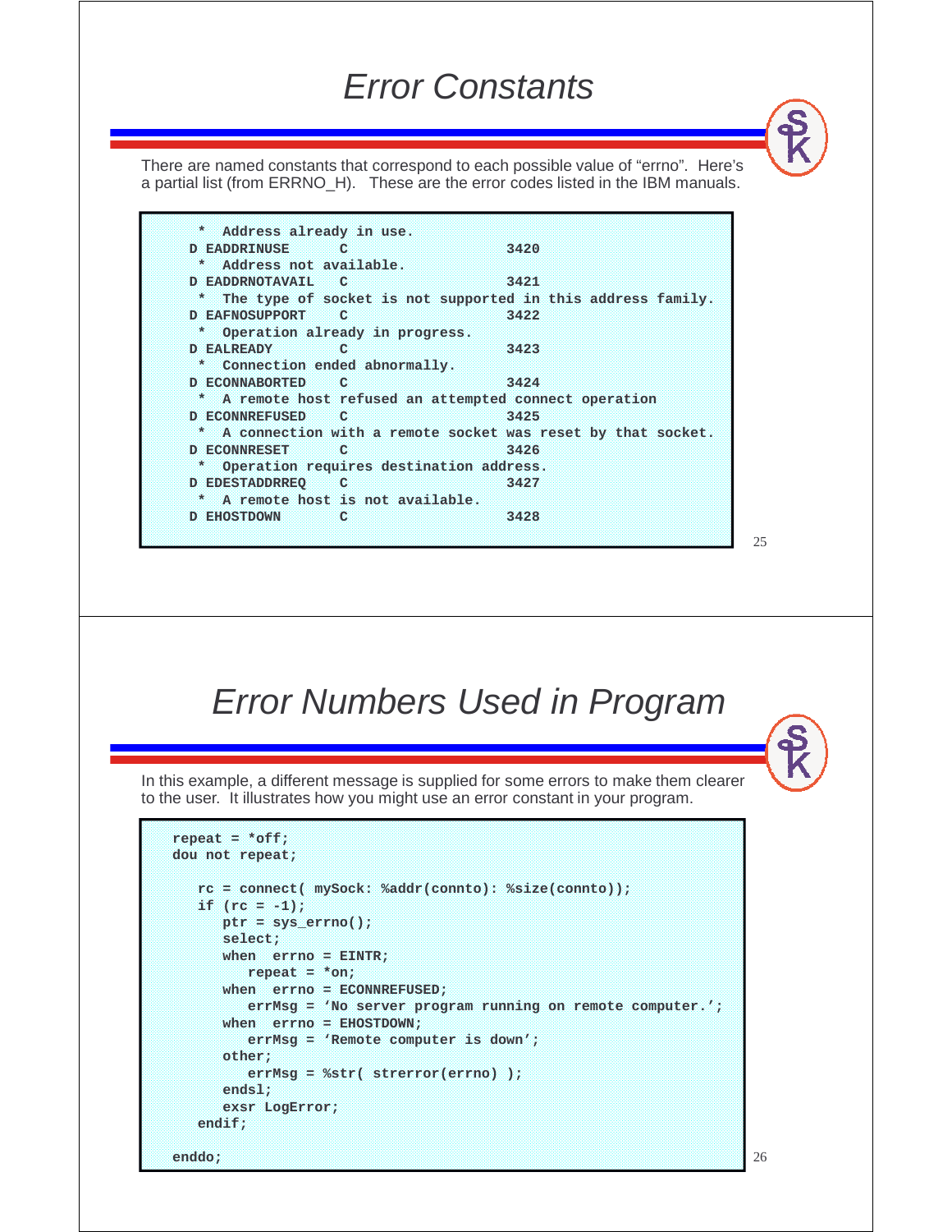# Error Constants

There are named constants that correspond to each possible value of "errno". Here's a partial list (from ERRNO_H). These are the error codes listed in the IBM manuals.

```
     *  Address already in use.
    D EADDRINUSE      C                   3420
     *  Address not available.
    D EADDRNOTAVAIL   C                   3421
     *  The type of socket is not supported in this address family.
    D EAFNOSUPPORT    C                   3422
     *  Operation already in progress.
    D EALREADY        C                   3423
     *  Connection ended abnormally.
    D ECONNABORTED    C                   3424
     *  A remote host refused an attempted connect operation
    D ECONNREFUSED    C                   3425
     *  A connection with a remote socket was reset by that socket.
    D ECONNRESET      C                   3426
     *  Operation requires destination address.
    D EDESTADDRREQ    C                   3427
     *  A remote host is not available.
    D EHOSTDOWN       C                   3428
```

# Error Numbers Used in Program

In this example, a different message is supplied for some errors to make them clearer to the user. It illustrates how you might use an error constant in your program.

```
repeat = *off;
dou not repeat;

   rc = connect( mySock: %addr(connto): %size(connto));
   if (rc = -1);
      ptr = sys_errno();
      select;
      when  errno = EINTR;
         repeat = *on;
      when  errno = ECONNREFUSED;
         errMsg = 'No server program running on remote computer.';
      when  errno = EHOSTDOWN;
         errMsg = 'Remote computer is down';
      other;
         errMsg = %str( strerror(errno) );
      endsl;
      exsr LogError;
   endif;

enddo;
```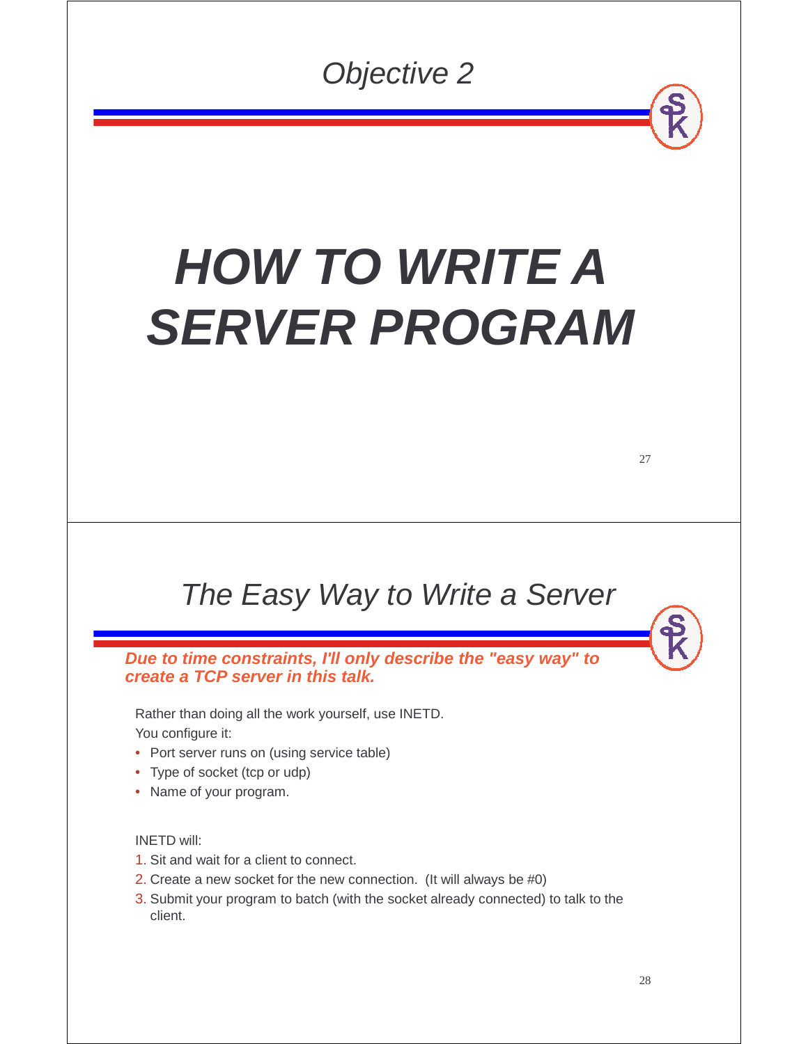## Objective 2

# HOW TO WRITE A SERVER PROGRAM

## The Easy Way to Write a Server

***Due to time constraints, I'll only describe the "easy way" to create a TCP server in this talk.***

Rather than doing all the work yourself, use INETD.
You configure it:

- Port server runs on (using service table)
- Type of socket (tcp or udp)
- Name of your program.

INETD will:

1. Sit and wait for a client to connect.
2. Create a new socket for the new connection. (It will always be #0)
3. Submit your program to batch (with the socket already connected) to talk to the client.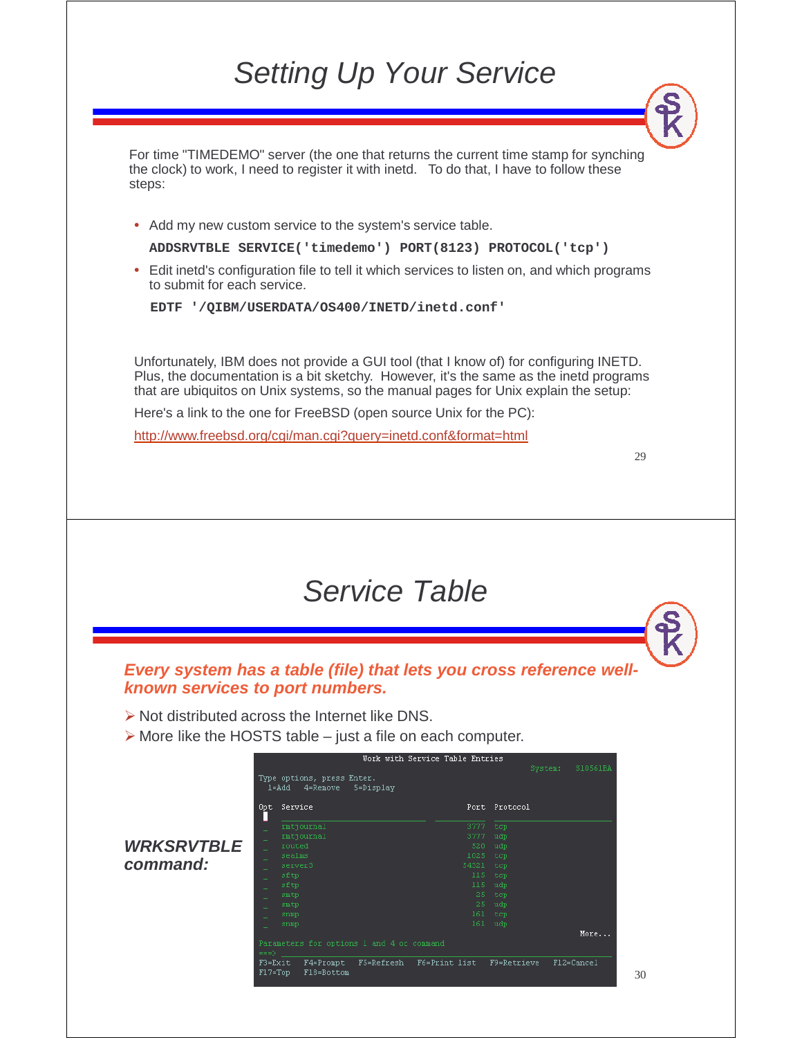# Setting Up Your Service

For time "TIMEDEMO" server (the one that returns the current time stamp for synching the clock) to work, I need to register it with inetd. To do that, I have to follow these steps:

- Add my new custom service to the system's service table.

```
ADDSRVTBLE SERVICE('timedemo') PORT(8123) PROTOCOL('tcp')
```

- Edit inetd's configuration file to tell it which services to listen on, and which programs to submit for each service.

```
EDTF '/QIBM/USERDATA/OS400/INETD/inetd.conf'
```

Unfortunately, IBM does not provide a GUI tool (that I know of) for configuring INETD. Plus, the documentation is a bit sketchy. However, it's the same as the inetd programs that are ubiquitos on Unix systems, so the manual pages for Unix explain the setup:

Here's a link to the one for FreeBSD (open source Unix for the PC):

http://www.freebsd.org/cgi/man.cgi?query=inetd.conf&format=html

# Service Table

***Every system has a table (file) that lets you cross reference well-known services to port numbers.***

- Not distributed across the Internet like DNS.
- More like the HOSTS table – just a file on each computer.

***WRKSRVTBLE command:***

```
                      Work with Service Table Entries
                                                         System:   S10561BA
Type options, press Enter.
  1=Add   4=Remove   5=Display

Opt  Service                                   Port  Protocol

 _   rmtjournal                                3777  tcp
 _   rmtjournal                                3777  udp
 _   routed                                     520  udp
 _   seelms                                    1025  tcp
 _   server3                                  54321  tcp
 _   sftp                                       115  tcp
 _   sftp                                       115  udp
 _   smtp                                        25  tcp
 _   smtp                                        25  udp
 _   snmp                                       161  tcp
 _   snmp                                       161  udp
                                                                    More...
Parameters for options 1 and 4 or command
===>
F3=Exit   F4=Prompt   F5=Refresh   F6=Print list   F9=Retrieve   F12=Cancel
F17=Top   F18=Bottom
```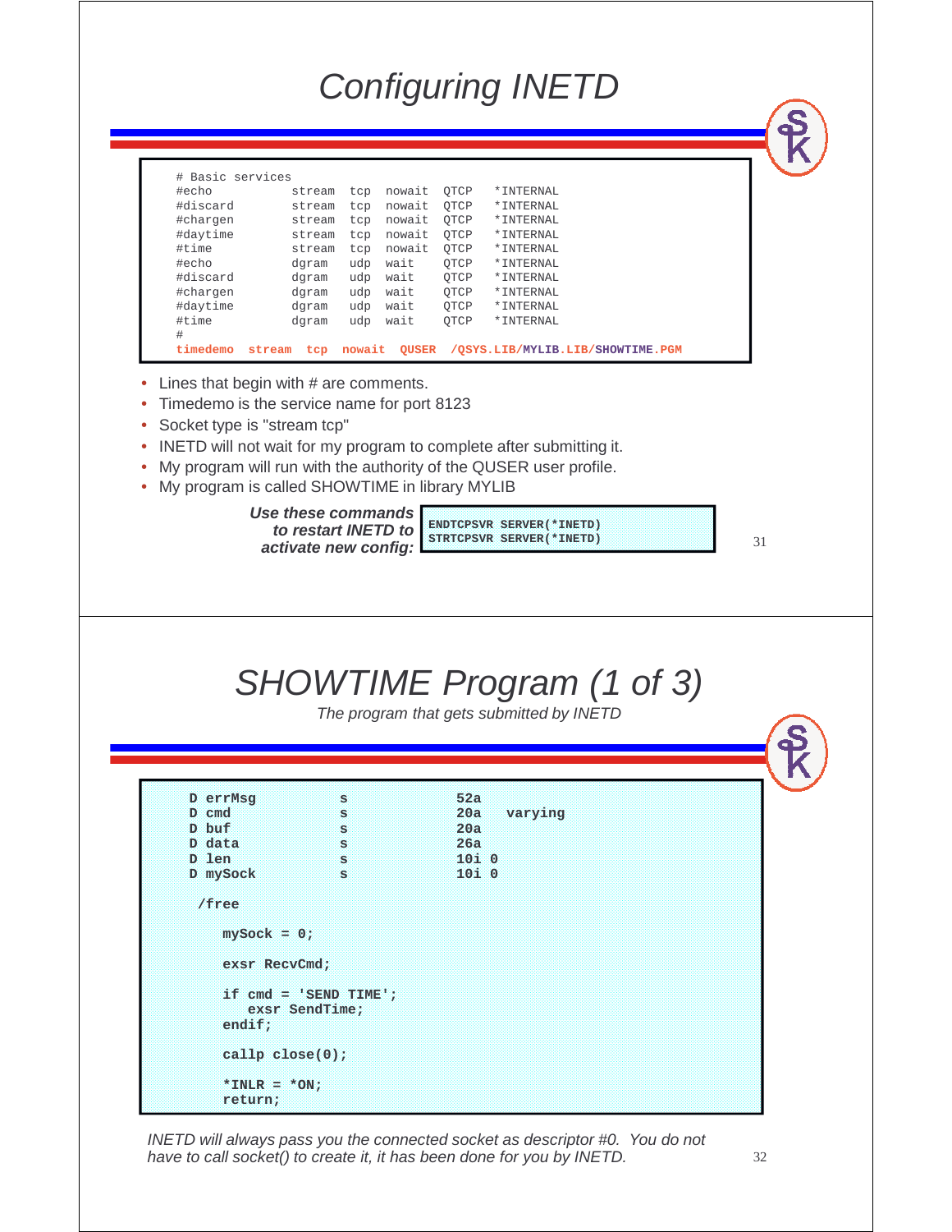# Configuring INETD

```
# Basic services
#echo           stream  tcp  nowait  QTCP   *INTERNAL
#discard        stream  tcp  nowait  QTCP   *INTERNAL
#chargen        stream  tcp  nowait  QTCP   *INTERNAL
#daytime        stream  tcp  nowait  QTCP   *INTERNAL
#time           stream  tcp  nowait  QTCP   *INTERNAL
#echo           dgram   udp  wait    QTCP   *INTERNAL
#discard        dgram   udp  wait    QTCP   *INTERNAL
#chargen        dgram   udp  wait    QTCP   *INTERNAL
#daytime        dgram   udp  wait    QTCP   *INTERNAL
#time           dgram   udp  wait    QTCP   *INTERNAL
#
timedemo  stream  tcp  nowait  QUSER  /QSYS.LIB/MYLIB.LIB/SHOWTIME.PGM
```

- Lines that begin with # are comments.
- Timedemo is the service name for port 8123
- Socket type is "stream tcp"
- INETD will not wait for my program to complete after submitting it.
- My program will run with the authority of the QUSER user profile.
- My program is called SHOWTIME in library MYLIB

***Use these commands to restart INETD to activate new config:***

```
ENDTCPSVR SERVER(*INETD)
STRTCPSVR SERVER(*INETD)
```

# SHOWTIME Program (1 of 3)

*The program that gets submitted by INETD*

```
D errMsg          s             52a
D cmd             s             20a   varying
D buf             s             20a
D data            s             26a
D len             s             10i 0
D mySock          s             10i 0

 /free

   mySock = 0;

   exsr RecvCmd;

   if cmd = 'SEND TIME';
      exsr SendTime;
   endif;

   callp close(0);

   *INLR = *ON;
   return;
```

*INETD will always pass you the connected socket as descriptor #0. You do not have to call socket() to create it, it has been done for you by INETD.*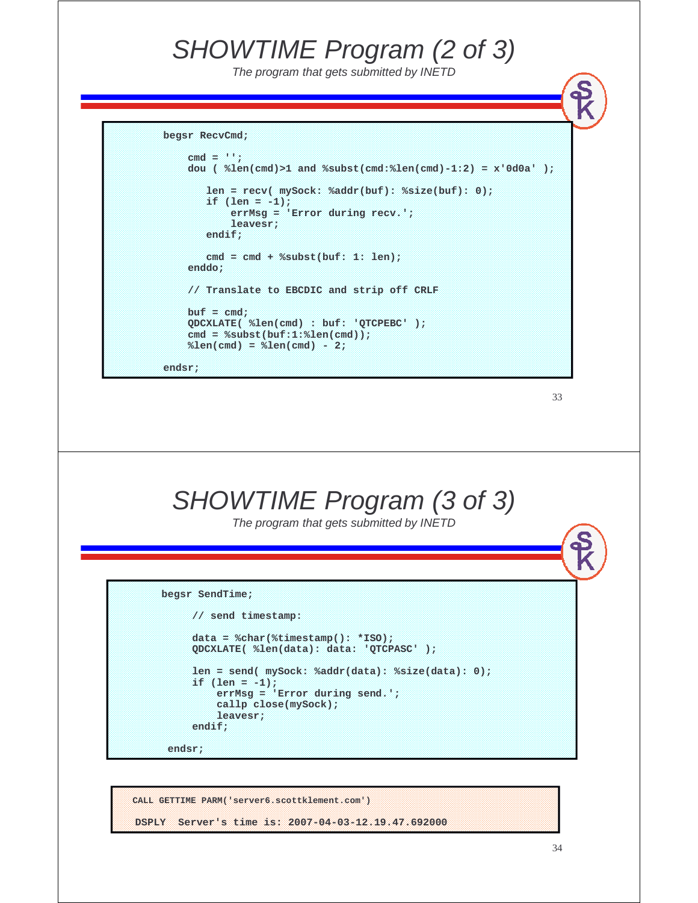# SHOWTIME Program (2 of 3)

*The program that gets submitted by INETD*

```
begsr RecvCmd;

    cmd = '';
    dou ( %len(cmd)>1 and %subst(cmd:%len(cmd)-1:2) = x'0d0a' );

       len = recv( mySock: %addr(buf): %size(buf): 0);
       if (len = -1);
           errMsg = 'Error during recv.';
           leavesr;
       endif;

       cmd = cmd + %subst(buf: 1: len);
    enddo;

    // Translate to EBCDIC and strip off CRLF

    buf = cmd;
    QDCXLATE( %len(cmd) : buf: 'QTCPEBC' );
    cmd = %subst(buf:1:%len(cmd));
    %len(cmd) = %len(cmd) - 2;

endsr;
```

# SHOWTIME Program (3 of 3)

*The program that gets submitted by INETD*

```
begsr SendTime;

     // send timestamp:

     data = %char(%timestamp(): *ISO);
     QDCXLATE( %len(data): data: 'QTCPASC' );

     len = send( mySock: %addr(data): %size(data): 0);
     if (len = -1);
         errMsg = 'Error during send.';
         callp close(mySock);
         leavesr;
     endif;

 endsr;
```

```
CALL GETTIME PARM('server6.scottklement.com')

 DSPLY  Server's time is: 2007-04-03-12.19.47.692000
```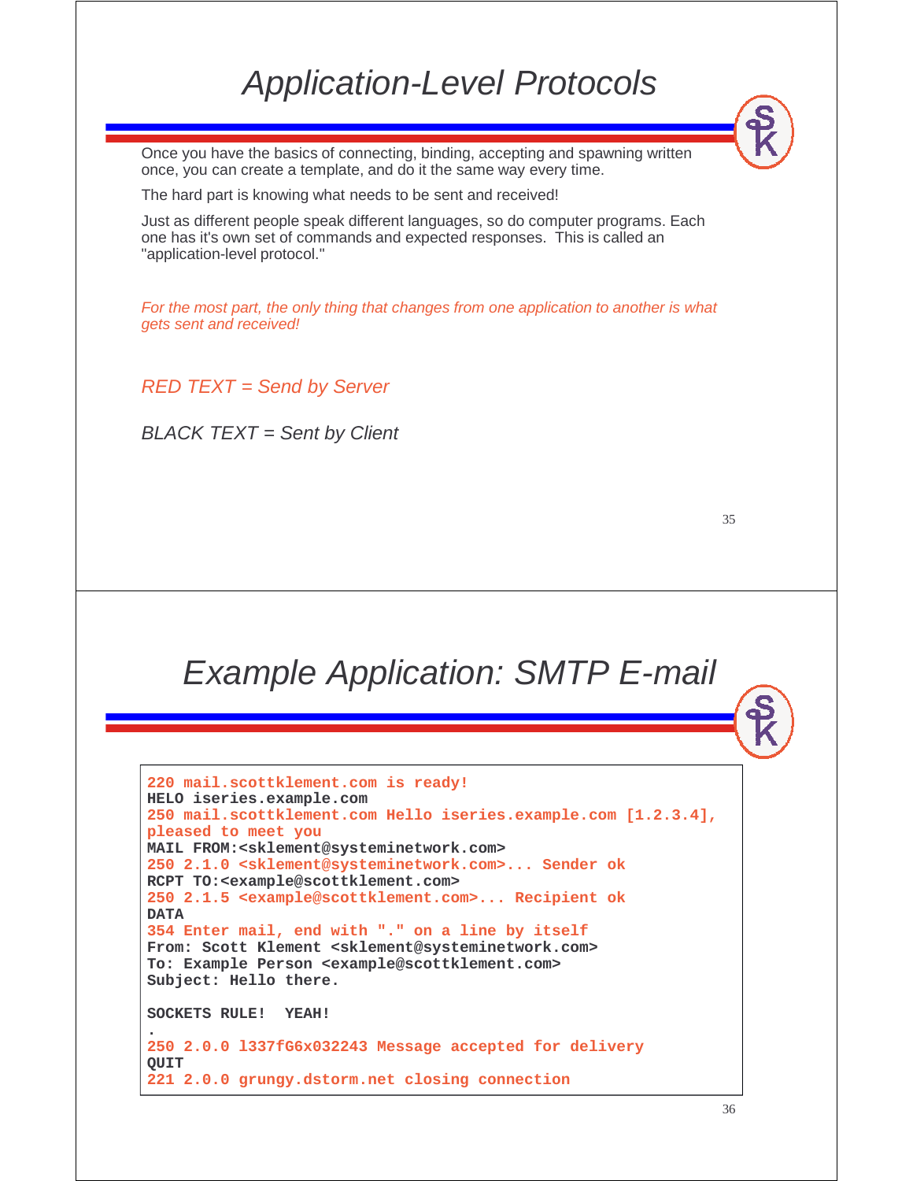# Application-Level Protocols

Once you have the basics of connecting, binding, accepting and spawning written once, you can create a template, and do it the same way every time.

The hard part is knowing what needs to be sent and received!

Just as different people speak different languages, so do computer programs. Each one has it's own set of commands and expected responses. This is called an "application-level protocol."

*For the most part, the only thing that changes from one application to another is what gets sent and received!*

*RED TEXT = Send by Server*

*BLACK TEXT = Sent by Client*

# Example Application: SMTP E-mail

```
220 mail.scottklement.com is ready!
HELO iseries.example.com
250 mail.scottklement.com Hello iseries.example.com [1.2.3.4],
pleased to meet you
MAIL FROM:<sklement@systeminetwork.com>
250 2.1.0 <sklement@systeminetwork.com>... Sender ok
RCPT TO:<example@scottklement.com>
250 2.1.5 <example@scottklement.com>... Recipient ok
DATA
354 Enter mail, end with "." on a line by itself
From: Scott Klement <sklement@systeminetwork.com>
To: Example Person <example@scottklement.com>
Subject: Hello there.

SOCKETS RULE!  YEAH!
.
250 2.0.0 l337fG6x032243 Message accepted for delivery
QUIT
221 2.0.0 grungy.dstorm.net closing connection
```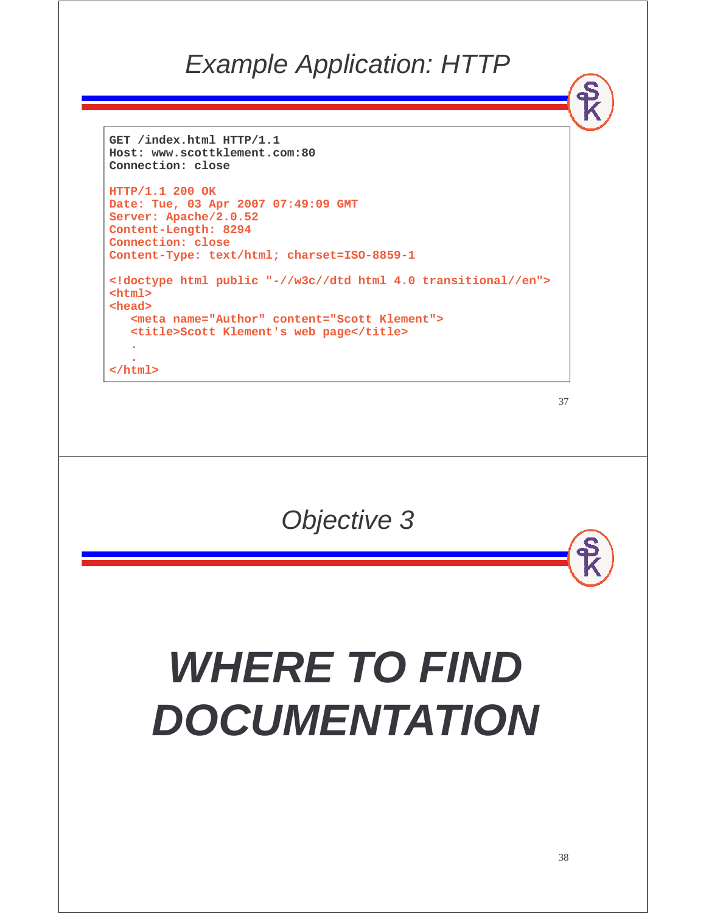## Example Application: HTTP

```
GET /index.html HTTP/1.1
Host: www.scottklement.com:80
Connection: close

HTTP/1.1 200 OK
Date: Tue, 03 Apr 2007 07:49:09 GMT
Server: Apache/2.0.52
Content-Length: 8294
Connection: close
Content-Type: text/html; charset=ISO-8859-1

<!doctype html public "-//w3c//dtd html 4.0 transitional//en">
<html>
<head>
   <meta name="Author" content="Scott Klement">
   <title>Scott Klement's web page</title>
   .
   .
</html>
```

## Objective 3

# *WHERE TO FIND DOCUMENTATION*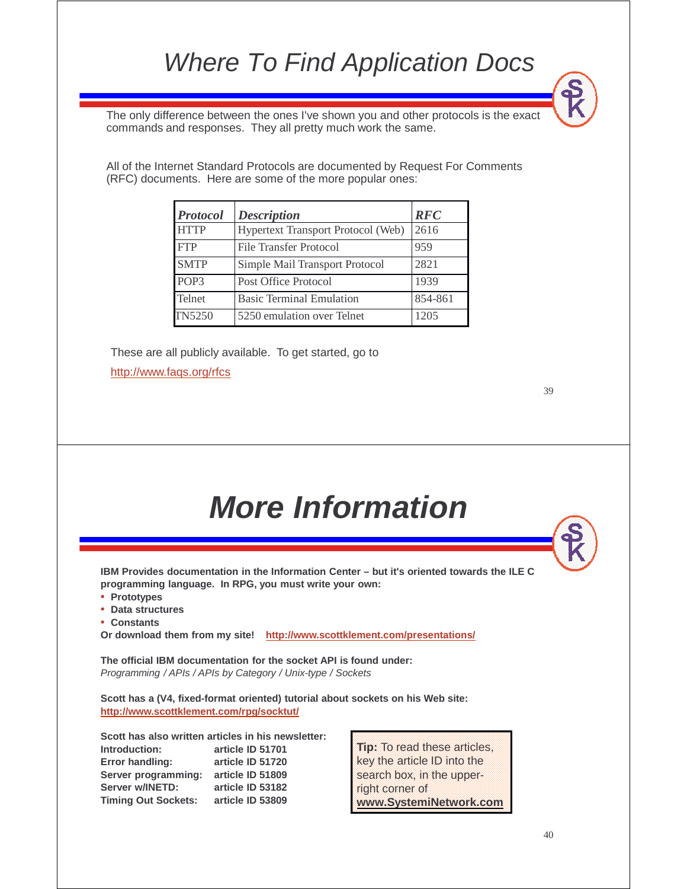# Where To Find Application Docs

The only difference between the ones I've shown you and other protocols is the exact commands and responses. They all pretty much work the same.

All of the Internet Standard Protocols are documented by Request For Comments (RFC) documents. Here are some of the more popular ones:

| ***Protocol*** | ***Description*** | ***RFC*** |
|---|---|---|
| HTTP | Hypertext Transport Protocol (Web) | 2616 |
| FTP | File Transfer Protocol | 959 |
| SMTP | Simple Mail Transport Protocol | 2821 |
| POP3 | Post Office Protocol | 1939 |
| Telnet | Basic Terminal Emulation | 854-861 |
| TN5250 | 5250 emulation over Telnet | 1205 |

These are all publicly available. To get started, go to

http://www.faqs.org/rfcs

# *More Information*

**IBM Provides documentation in the Information Center – but it's oriented towards the ILE C programming language. In RPG, you must write your own:**

- **Prototypes**
- **Data structures**
- **Constants**

**Or download them from my site! http://www.scottklement.com/presentations/**

**The official IBM documentation for the socket API is found under:**
*Programming / APIs / APIs by Category / Unix-type / Sockets*

**Scott has a (V4, fixed-format oriented) tutorial about sockets on his Web site:**
**http://www.scottklement.com/rpg/socktut/**

**Scott has also written articles in his newsletter:**

| | |
|---|---|
| **Introduction:** | **article ID 51701** |
| **Error handling:** | **article ID 51720** |
| **Server programming:** | **article ID 51809** |
| **Server w/INETD:** | **article ID 53182** |
| **Timing Out Sockets:** | **article ID 53809** |

**Tip:** To read these articles, key the article ID into the search box, in the upper-right corner of **www.SystemiNetwork.com**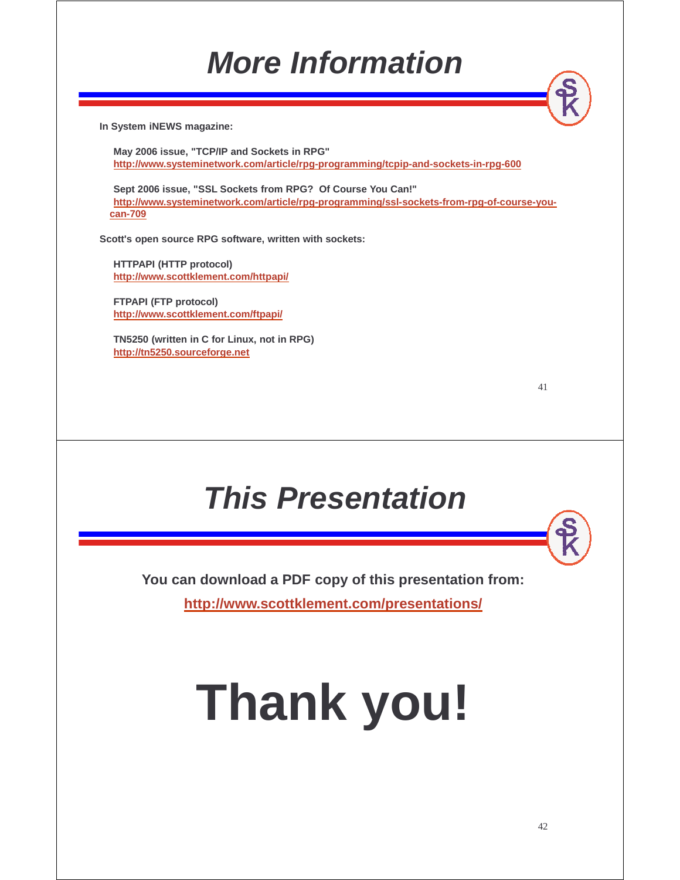# More Information

**In System iNEWS magazine:**

**May 2006 issue, "TCP/IP and Sockets in RPG"**
http://www.systeminetwork.com/article/rpg-programming/tcpip-and-sockets-in-rpg-600

**Sept 2006 issue, "SSL Sockets from RPG? Of Course You Can!"**
http://www.systeminetwork.com/article/rpg-programming/ssl-sockets-from-rpg-of-course-you-can-709

**Scott's open source RPG software, written with sockets:**

**HTTPAPI (HTTP protocol)**
http://www.scottklement.com/httpapi/

**FTPAPI (FTP protocol)**
http://www.scottklement.com/ftpapi/

**TN5250 (written in C for Linux, not in RPG)**
http://tn5250.sourceforge.net

# This Presentation

**You can download a PDF copy of this presentation from:**

http://www.scottklement.com/presentations/

# Thank you!